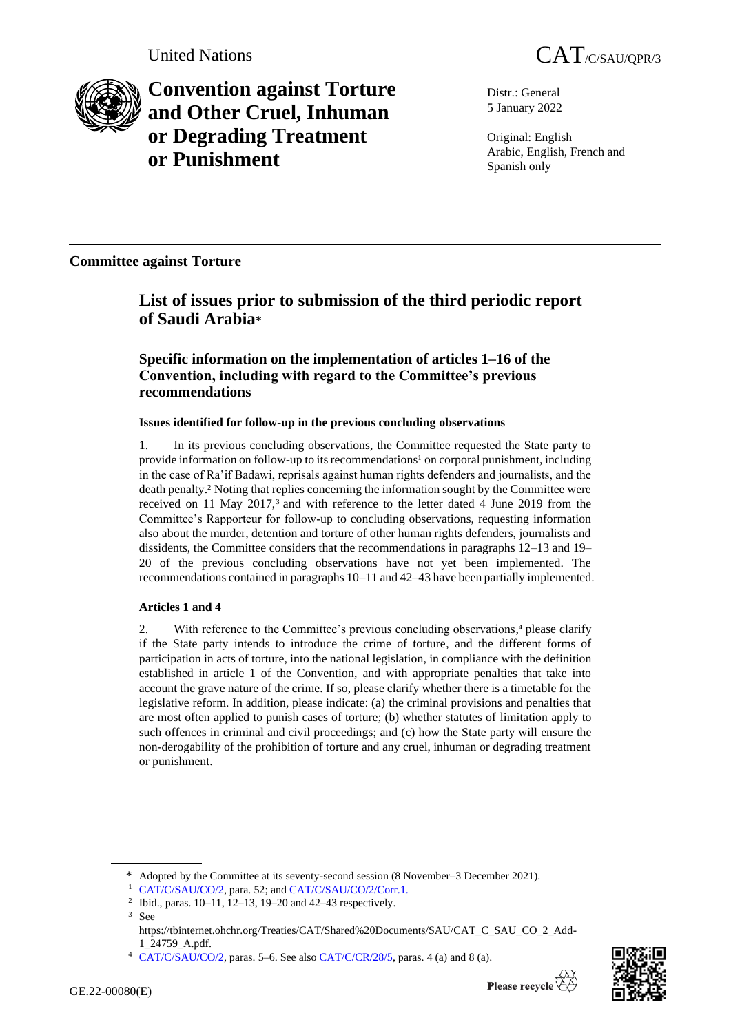United Nations CAT/C/SAU/QPR/3

# Convention against Torture and Other Cruel, Inhuman or Degrading Treatment or Punishment

Distr.: General
5 January 2022

Original: English
Arabic, English, French and Spanish only

**Committee against Torture**

## List of issues prior to submission of the third periodic report of Saudi Arabia*

### Specific information on the implementation of articles 1–16 of the Convention, including with regard to the Committee's previous recommendations

#### Issues identified for follow-up in the previous concluding observations

1. In its previous concluding observations, the Committee requested the State party to provide information on follow-up to its recommendations[1] on corporal punishment, including in the case of Ra'if Badawi, reprisals against human rights defenders and journalists, and the death penalty.[2] Noting that replies concerning the information sought by the Committee were received on 11 May 2017,[3] and with reference to the letter dated 4 June 2019 from the Committee's Rapporteur for follow-up to concluding observations, requesting information also about the murder, detention and torture of other human rights defenders, journalists and dissidents, the Committee considers that the recommendations in paragraphs 12–13 and 19–20 of the previous concluding observations have not yet been implemented. The recommendations contained in paragraphs 10–11 and 42–43 have been partially implemented.

#### Articles 1 and 4

2. With reference to the Committee's previous concluding observations,[4] please clarify if the State party intends to introduce the crime of torture, and the different forms of participation in acts of torture, into the national legislation, in compliance with the definition established in article 1 of the Convention, and with appropriate penalties that take into account the grave nature of the crime. If so, please clarify whether there is a timetable for the legislative reform. In addition, please indicate: (a) the criminal provisions and penalties that are most often applied to punish cases of torture; (b) whether statutes of limitation apply to such offences in criminal and civil proceedings; and (c) how the State party will ensure the non-derogability of the prohibition of torture and any cruel, inhuman or degrading treatment or punishment.

---

\* Adopted by the Committee at its seventy-second session (8 November–3 December 2021).

[1] CAT/C/SAU/CO/2, para. 52; and CAT/C/SAU/CO/2/Corr.1.

[2] Ibid., paras. 10–11, 12–13, 19–20 and 42–43 respectively.

[3] See https://tbinternet.ohchr.org/Treaties/CAT/Shared%20Documents/SAU/CAT_C_SAU_CO_2_Add-1_24759_A.pdf.

[4] CAT/C/SAU/CO/2, paras. 5–6. See also CAT/C/CR/28/5, paras. 4 (a) and 8 (a).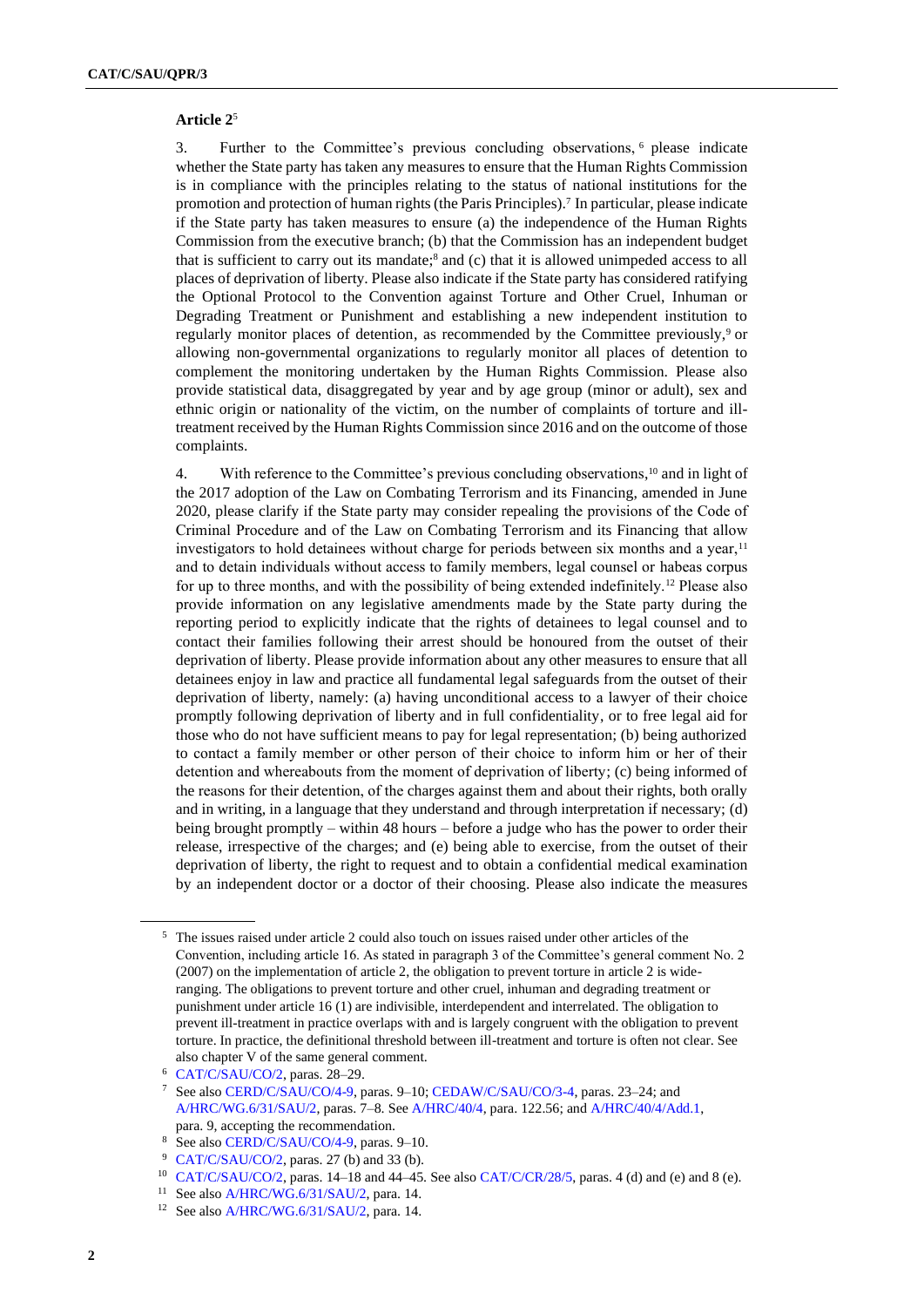**Article 2**[5]

3. Further to the Committee's previous concluding observations,[6] please indicate whether the State party has taken any measures to ensure that the Human Rights Commission is in compliance with the principles relating to the status of national institutions for the promotion and protection of human rights (the Paris Principles).[7] In particular, please indicate if the State party has taken measures to ensure (a) the independence of the Human Rights Commission from the executive branch; (b) that the Commission has an independent budget that is sufficient to carry out its mandate;[8] and (c) that it is allowed unimpeded access to all places of deprivation of liberty. Please also indicate if the State party has considered ratifying the Optional Protocol to the Convention against Torture and Other Cruel, Inhuman or Degrading Treatment or Punishment and establishing a new independent institution to regularly monitor places of detention, as recommended by the Committee previously,[9] or allowing non-governmental organizations to regularly monitor all places of detention to complement the monitoring undertaken by the Human Rights Commission. Please also provide statistical data, disaggregated by year and by age group (minor or adult), sex and ethnic origin or nationality of the victim, on the number of complaints of torture and ill-treatment received by the Human Rights Commission since 2016 and on the outcome of those complaints.

4. With reference to the Committee's previous concluding observations,[10] and in light of the 2017 adoption of the Law on Combating Terrorism and its Financing, amended in June 2020, please clarify if the State party may consider repealing the provisions of the Code of Criminal Procedure and of the Law on Combating Terrorism and its Financing that allow investigators to hold detainees without charge for periods between six months and a year,[11] and to detain individuals without access to family members, legal counsel or habeas corpus for up to three months, and with the possibility of being extended indefinitely.[12] Please also provide information on any legislative amendments made by the State party during the reporting period to explicitly indicate that the rights of detainees to legal counsel and to contact their families following their arrest should be honoured from the outset of their deprivation of liberty. Please provide information about any other measures to ensure that all detainees enjoy in law and practice all fundamental legal safeguards from the outset of their deprivation of liberty, namely: (a) having unconditional access to a lawyer of their choice promptly following deprivation of liberty and in full confidentiality, or to free legal aid for those who do not have sufficient means to pay for legal representation; (b) being authorized to contact a family member or other person of their choice to inform him or her of their detention and whereabouts from the moment of deprivation of liberty; (c) being informed of the reasons for their detention, of the charges against them and about their rights, both orally and in writing, in a language that they understand and through interpretation if necessary; (d) being brought promptly – within 48 hours – before a judge who has the power to order their release, irrespective of the charges; and (e) being able to exercise, from the outset of their deprivation of liberty, the right to request and to obtain a confidential medical examination by an independent doctor or a doctor of their choosing. Please also indicate the measures

---

[5] The issues raised under article 2 could also touch on issues raised under other articles of the Convention, including article 16. As stated in paragraph 3 of the Committee's general comment No. 2 (2007) on the implementation of article 2, the obligation to prevent torture in article 2 is wide-ranging. The obligations to prevent torture and other cruel, inhuman and degrading treatment or punishment under article 16 (1) are indivisible, interdependent and interrelated. The obligation to prevent ill-treatment in practice overlaps with and is largely congruent with the obligation to prevent torture. In practice, the definitional threshold between ill-treatment and torture is often not clear. See also chapter V of the same general comment.

[6] CAT/C/SAU/CO/2, paras. 28–29.

[7] See also CERD/C/SAU/CO/4-9, paras. 9–10; CEDAW/C/SAU/CO/3-4, paras. 23–24; and A/HRC/WG.6/31/SAU/2, paras. 7–8. See A/HRC/40/4, para. 122.56; and A/HRC/40/4/Add.1, para. 9, accepting the recommendation.

[8] See also CERD/C/SAU/CO/4-9, paras. 9–10.

[9] CAT/C/SAU/CO/2, paras. 27 (b) and 33 (b).

[10] CAT/C/SAU/CO/2, paras. 14–18 and 44–45. See also CAT/C/CR/28/5, paras. 4 (d) and (e) and 8 (e).

[11] See also A/HRC/WG.6/31/SAU/2, para. 14.

[12] See also A/HRC/WG.6/31/SAU/2, para. 14.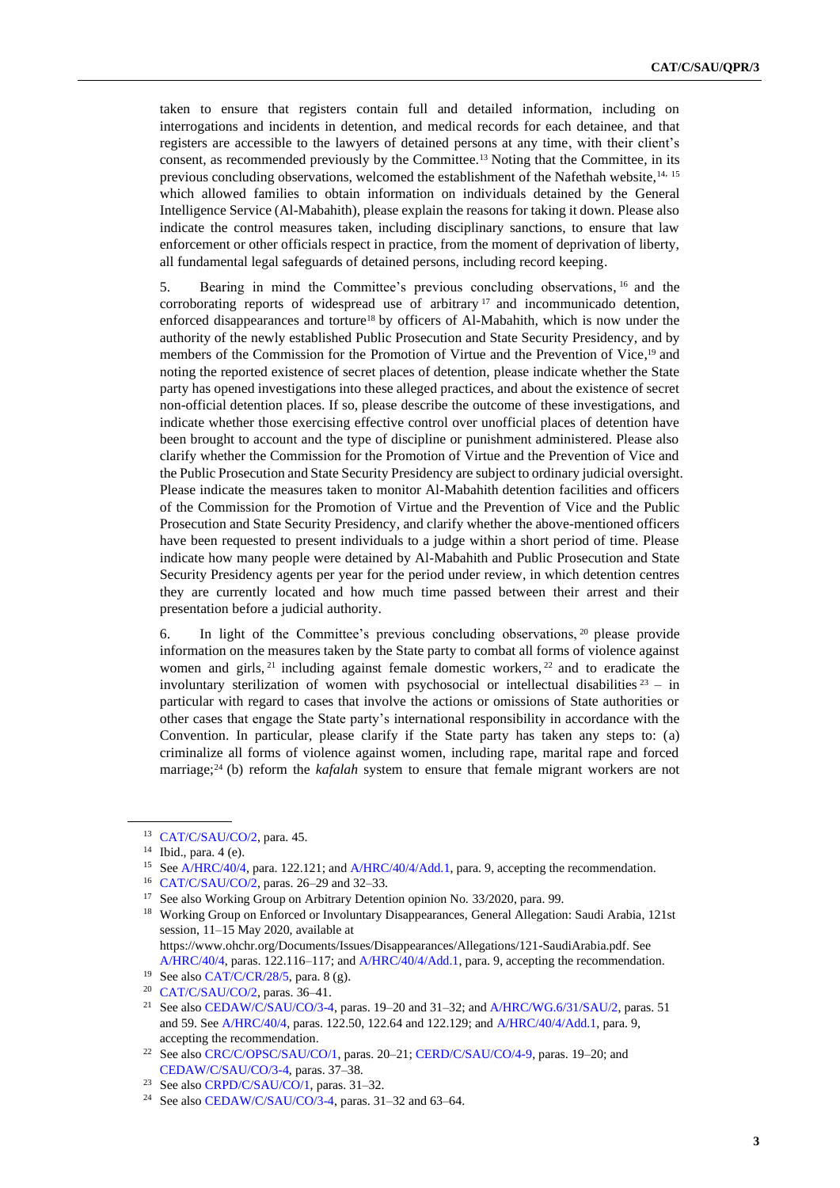taken to ensure that registers contain full and detailed information, including on interrogations and incidents in detention, and medical records for each detainee, and that registers are accessible to the lawyers of detained persons at any time, with their client's consent, as recommended previously by the Committee.[13] Noting that the Committee, in its previous concluding observations, welcomed the establishment of the Nafethah website,[14, 15] which allowed families to obtain information on individuals detained by the General Intelligence Service (Al-Mabahith), please explain the reasons for taking it down. Please also indicate the control measures taken, including disciplinary sanctions, to ensure that law enforcement or other officials respect in practice, from the moment of deprivation of liberty, all fundamental legal safeguards of detained persons, including record keeping.

5. Bearing in mind the Committee's previous concluding observations,[16] and the corroborating reports of widespread use of arbitrary[17] and incommunicado detention, enforced disappearances and torture[18] by officers of Al-Mabahith, which is now under the authority of the newly established Public Prosecution and State Security Presidency, and by members of the Commission for the Promotion of Virtue and the Prevention of Vice,[19] and noting the reported existence of secret places of detention, please indicate whether the State party has opened investigations into these alleged practices, and about the existence of secret non-official detention places. If so, please describe the outcome of these investigations, and indicate whether those exercising effective control over unofficial places of detention have been brought to account and the type of discipline or punishment administered. Please also clarify whether the Commission for the Promotion of Virtue and the Prevention of Vice and the Public Prosecution and State Security Presidency are subject to ordinary judicial oversight. Please indicate the measures taken to monitor Al-Mabahith detention facilities and officers of the Commission for the Promotion of Virtue and the Prevention of Vice and the Public Prosecution and State Security Presidency, and clarify whether the above-mentioned officers have been requested to present individuals to a judge within a short period of time. Please indicate how many people were detained by Al-Mabahith and Public Prosecution and State Security Presidency agents per year for the period under review, in which detention centres they are currently located and how much time passed between their arrest and their presentation before a judicial authority.

6. In light of the Committee's previous concluding observations,[20] please provide information on the measures taken by the State party to combat all forms of violence against women and girls,[21] including against female domestic workers,[22] and to eradicate the involuntary sterilization of women with psychosocial or intellectual disabilities[23] – in particular with regard to cases that involve the actions or omissions of State authorities or other cases that engage the State party's international responsibility in accordance with the Convention. In particular, please clarify if the State party has taken any steps to: (a) criminalize all forms of violence against women, including rape, marital rape and forced marriage;[24] (b) reform the *kafalah* system to ensure that female migrant workers are not

---

[13] CAT/C/SAU/CO/2, para. 45.

[14] Ibid., para. 4 (e).

[15] See A/HRC/40/4, para. 122.121; and A/HRC/40/4/Add.1, para. 9, accepting the recommendation.

[16] CAT/C/SAU/CO/2, paras. 26–29 and 32–33.

[17] See also Working Group on Arbitrary Detention opinion No. 33/2020, para. 99.

[18] Working Group on Enforced or Involuntary Disappearances, General Allegation: Saudi Arabia, 121st session, 11–15 May 2020, available at https://www.ohchr.org/Documents/Issues/Disappearances/Allegations/121-SaudiArabia.pdf. See A/HRC/40/4, paras. 122.116–117; and A/HRC/40/4/Add.1, para. 9, accepting the recommendation.

[19] See also CAT/C/CR/28/5, para. 8 (g).

[20] CAT/C/SAU/CO/2, paras. 36–41.

[21] See also CEDAW/C/SAU/CO/3-4, paras. 19–20 and 31–32; and A/HRC/WG.6/31/SAU/2, paras. 51 and 59. See A/HRC/40/4, paras. 122.50, 122.64 and 122.129; and A/HRC/40/4/Add.1, para. 9, accepting the recommendation.

[22] See also CRC/C/OPSC/SAU/CO/1, paras. 20–21; CERD/C/SAU/CO/4-9, paras. 19–20; and CEDAW/C/SAU/CO/3-4, paras. 37–38.

[23] See also CRPD/C/SAU/CO/1, paras. 31–32.

[24] See also CEDAW/C/SAU/CO/3-4, paras. 31–32 and 63–64.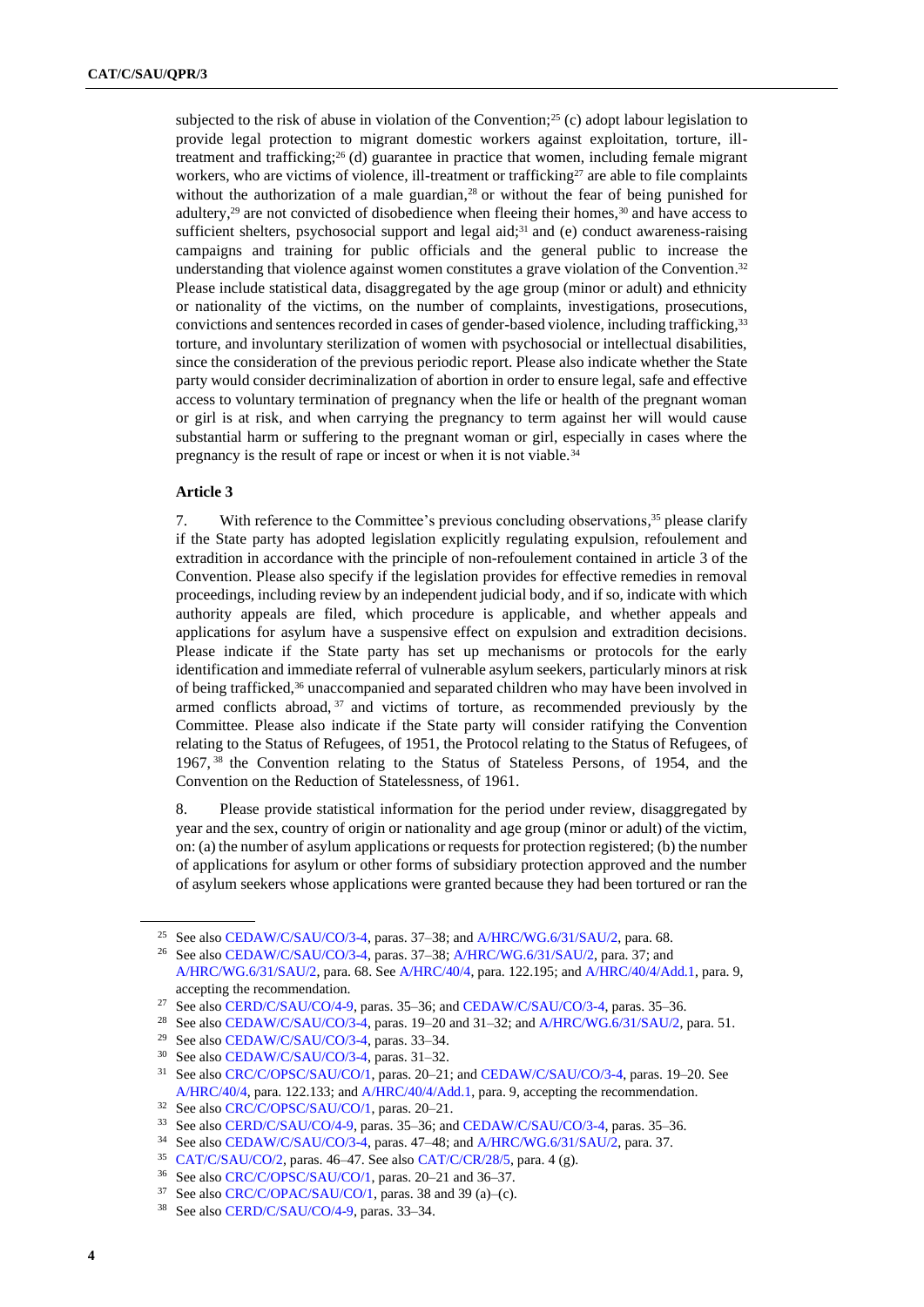subjected to the risk of abuse in violation of the Convention;[25] (c) adopt labour legislation to provide legal protection to migrant domestic workers against exploitation, torture, ill-treatment and trafficking;[26] (d) guarantee in practice that women, including female migrant workers, who are victims of violence, ill-treatment or trafficking[27] are able to file complaints without the authorization of a male guardian,[28] or without the fear of being punished for adultery,[29] are not convicted of disobedience when fleeing their homes,[30] and have access to sufficient shelters, psychosocial support and legal aid;[31] and (e) conduct awareness-raising campaigns and training for public officials and the general public to increase the understanding that violence against women constitutes a grave violation of the Convention.[32] Please include statistical data, disaggregated by the age group (minor or adult) and ethnicity or nationality of the victims, on the number of complaints, investigations, prosecutions, convictions and sentences recorded in cases of gender-based violence, including trafficking,[33] torture, and involuntary sterilization of women with psychosocial or intellectual disabilities, since the consideration of the previous periodic report. Please also indicate whether the State party would consider decriminalization of abortion in order to ensure legal, safe and effective access to voluntary termination of pregnancy when the life or health of the pregnant woman or girl is at risk, and when carrying the pregnancy to term against her will would cause substantial harm or suffering to the pregnant woman or girl, especially in cases where the pregnancy is the result of rape or incest or when it is not viable.[34]

### Article 3

7. With reference to the Committee's previous concluding observations,[35] please clarify if the State party has adopted legislation explicitly regulating expulsion, refoulement and extradition in accordance with the principle of non-refoulement contained in article 3 of the Convention. Please also specify if the legislation provides for effective remedies in removal proceedings, including review by an independent judicial body, and if so, indicate with which authority appeals are filed, which procedure is applicable, and whether appeals and applications for asylum have a suspensive effect on expulsion and extradition decisions. Please indicate if the State party has set up mechanisms or protocols for the early identification and immediate referral of vulnerable asylum seekers, particularly minors at risk of being trafficked,[36] unaccompanied and separated children who may have been involved in armed conflicts abroad,[37] and victims of torture, as recommended previously by the Committee. Please also indicate if the State party will consider ratifying the Convention relating to the Status of Refugees, of 1951, the Protocol relating to the Status of Refugees, of 1967,[38] the Convention relating to the Status of Stateless Persons, of 1954, and the Convention on the Reduction of Statelessness, of 1961.

8. Please provide statistical information for the period under review, disaggregated by year and the sex, country of origin or nationality and age group (minor or adult) of the victim, on: (a) the number of asylum applications or requests for protection registered; (b) the number of applications for asylum or other forms of subsidiary protection approved and the number of asylum seekers whose applications were granted because they had been tortured or ran the

---

[25] See also CEDAW/C/SAU/CO/3-4, paras. 37–38; and A/HRC/WG.6/31/SAU/2, para. 68.

[26] See also CEDAW/C/SAU/CO/3-4, paras. 37–38; A/HRC/WG.6/31/SAU/2, para. 37; and A/HRC/WG.6/31/SAU/2, para. 68. See A/HRC/40/4, para. 122.195; and A/HRC/40/4/Add.1, para. 9, accepting the recommendation.

[27] See also CERD/C/SAU/CO/4-9, paras. 35–36; and CEDAW/C/SAU/CO/3-4, paras. 35–36.

[28] See also CEDAW/C/SAU/CO/3-4, paras. 19–20 and 31–32; and A/HRC/WG.6/31/SAU/2, para. 51.

[29] See also CEDAW/C/SAU/CO/3-4, paras. 33–34.

[30] See also CEDAW/C/SAU/CO/3-4, paras. 31–32.

[31] See also CRC/C/OPSC/SAU/CO/1, paras. 20–21; and CEDAW/C/SAU/CO/3-4, paras. 19–20. See A/HRC/40/4, para. 122.133; and A/HRC/40/4/Add.1, para. 9, accepting the recommendation.

[32] See also CRC/C/OPSC/SAU/CO/1, paras. 20–21.

[33] See also CERD/C/SAU/CO/4-9, paras. 35–36; and CEDAW/C/SAU/CO/3-4, paras. 35–36.

[34] See also CEDAW/C/SAU/CO/3-4, paras. 47–48; and A/HRC/WG.6/31/SAU/2, para. 37.

[35] CAT/C/SAU/CO/2, paras. 46–47. See also CAT/C/CR/28/5, para. 4 (g).

[36] See also CRC/C/OPSC/SAU/CO/1, paras. 20–21 and 36–37.

[37] See also CRC/C/OPAC/SAU/CO/1, paras. 38 and 39 (a)–(c).

[38] See also CERD/C/SAU/CO/4-9, paras. 33–34.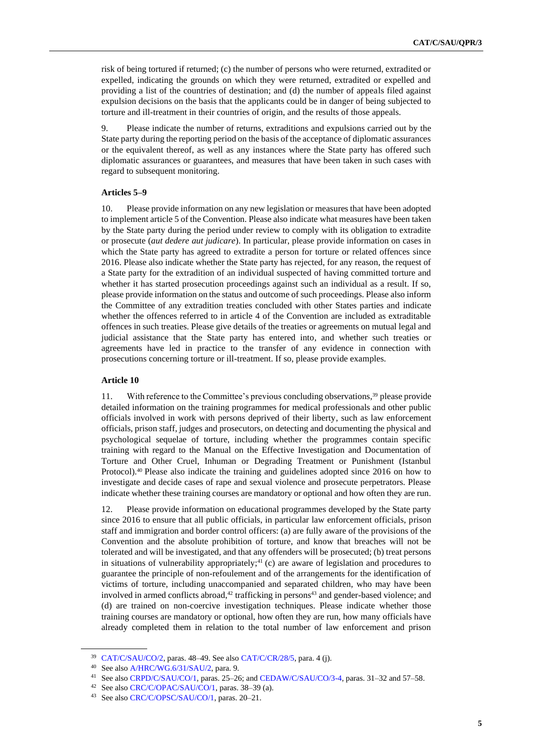risk of being tortured if returned; (c) the number of persons who were returned, extradited or expelled, indicating the grounds on which they were returned, extradited or expelled and providing a list of the countries of destination; and (d) the number of appeals filed against expulsion decisions on the basis that the applicants could be in danger of being subjected to torture and ill-treatment in their countries of origin, and the results of those appeals.

9. Please indicate the number of returns, extraditions and expulsions carried out by the State party during the reporting period on the basis of the acceptance of diplomatic assurances or the equivalent thereof, as well as any instances where the State party has offered such diplomatic assurances or guarantees, and measures that have been taken in such cases with regard to subsequent monitoring.

#### Articles 5–9

10. Please provide information on any new legislation or measures that have been adopted to implement article 5 of the Convention. Please also indicate what measures have been taken by the State party during the period under review to comply with its obligation to extradite or prosecute (*aut dedere aut judicare*). In particular, please provide information on cases in which the State party has agreed to extradite a person for torture or related offences since 2016. Please also indicate whether the State party has rejected, for any reason, the request of a State party for the extradition of an individual suspected of having committed torture and whether it has started prosecution proceedings against such an individual as a result. If so, please provide information on the status and outcome of such proceedings. Please also inform the Committee of any extradition treaties concluded with other States parties and indicate whether the offences referred to in article 4 of the Convention are included as extraditable offences in such treaties. Please give details of the treaties or agreements on mutual legal and judicial assistance that the State party has entered into, and whether such treaties or agreements have led in practice to the transfer of any evidence in connection with prosecutions concerning torture or ill-treatment. If so, please provide examples.

#### Article 10

11. With reference to the Committee's previous concluding observations,[39] please provide detailed information on the training programmes for medical professionals and other public officials involved in work with persons deprived of their liberty, such as law enforcement officials, prison staff, judges and prosecutors, on detecting and documenting the physical and psychological sequelae of torture, including whether the programmes contain specific training with regard to the Manual on the Effective Investigation and Documentation of Torture and Other Cruel, Inhuman or Degrading Treatment or Punishment (Istanbul Protocol).[40] Please also indicate the training and guidelines adopted since 2016 on how to investigate and decide cases of rape and sexual violence and prosecute perpetrators. Please indicate whether these training courses are mandatory or optional and how often they are run.

12. Please provide information on educational programmes developed by the State party since 2016 to ensure that all public officials, in particular law enforcement officials, prison staff and immigration and border control officers: (a) are fully aware of the provisions of the Convention and the absolute prohibition of torture, and know that breaches will not be tolerated and will be investigated, and that any offenders will be prosecuted; (b) treat persons in situations of vulnerability appropriately;[41] (c) are aware of legislation and procedures to guarantee the principle of non-refoulement and of the arrangements for the identification of victims of torture, including unaccompanied and separated children, who may have been involved in armed conflicts abroad,[42] trafficking in persons[43] and gender-based violence; and (d) are trained on non-coercive investigation techniques. Please indicate whether those training courses are mandatory or optional, how often they are run, how many officials have already completed them in relation to the total number of law enforcement and prison

---

[39] CAT/C/SAU/CO/2, paras. 48–49. See also CAT/C/CR/28/5, para. 4 (j).

[40] See also A/HRC/WG.6/31/SAU/2, para. 9.

[41] See also CRPD/C/SAU/CO/1, paras. 25–26; and CEDAW/C/SAU/CO/3-4, paras. 31–32 and 57–58.

[42] See also CRC/C/OPAC/SAU/CO/1, paras. 38–39 (a).

[43] See also CRC/C/OPSC/SAU/CO/1, paras. 20–21.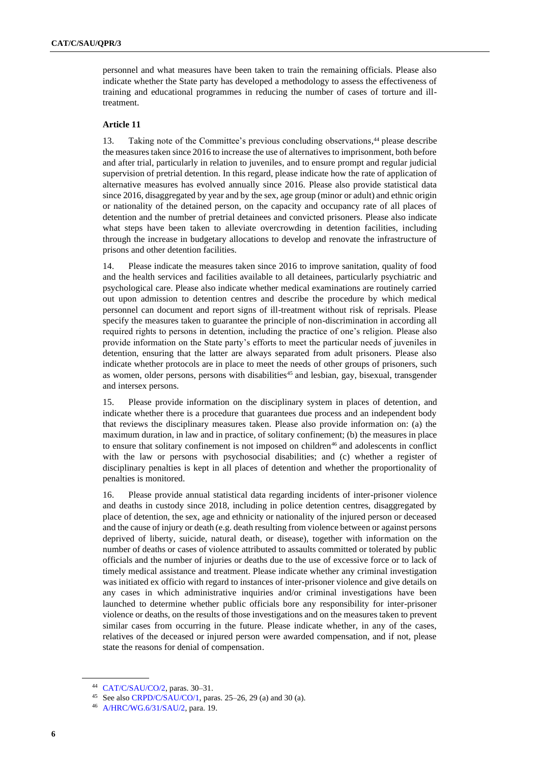personnel and what measures have been taken to train the remaining officials. Please also indicate whether the State party has developed a methodology to assess the effectiveness of training and educational programmes in reducing the number of cases of torture and ill-treatment.

### Article 11

13. Taking note of the Committee's previous concluding observations,[44] please describe the measures taken since 2016 to increase the use of alternatives to imprisonment, both before and after trial, particularly in relation to juveniles, and to ensure prompt and regular judicial supervision of pretrial detention. In this regard, please indicate how the rate of application of alternative measures has evolved annually since 2016. Please also provide statistical data since 2016, disaggregated by year and by the sex, age group (minor or adult) and ethnic origin or nationality of the detained person, on the capacity and occupancy rate of all places of detention and the number of pretrial detainees and convicted prisoners. Please also indicate what steps have been taken to alleviate overcrowding in detention facilities, including through the increase in budgetary allocations to develop and renovate the infrastructure of prisons and other detention facilities.

14. Please indicate the measures taken since 2016 to improve sanitation, quality of food and the health services and facilities available to all detainees, particularly psychiatric and psychological care. Please also indicate whether medical examinations are routinely carried out upon admission to detention centres and describe the procedure by which medical personnel can document and report signs of ill-treatment without risk of reprisals. Please specify the measures taken to guarantee the principle of non-discrimination in according all required rights to persons in detention, including the practice of one's religion. Please also provide information on the State party's efforts to meet the particular needs of juveniles in detention, ensuring that the latter are always separated from adult prisoners. Please also indicate whether protocols are in place to meet the needs of other groups of prisoners, such as women, older persons, persons with disabilities[45] and lesbian, gay, bisexual, transgender and intersex persons.

15. Please provide information on the disciplinary system in places of detention, and indicate whether there is a procedure that guarantees due process and an independent body that reviews the disciplinary measures taken. Please also provide information on: (a) the maximum duration, in law and in practice, of solitary confinement; (b) the measures in place to ensure that solitary confinement is not imposed on children[46] and adolescents in conflict with the law or persons with psychosocial disabilities; and (c) whether a register of disciplinary penalties is kept in all places of detention and whether the proportionality of penalties is monitored.

16. Please provide annual statistical data regarding incidents of inter-prisoner violence and deaths in custody since 2018, including in police detention centres, disaggregated by place of detention, the sex, age and ethnicity or nationality of the injured person or deceased and the cause of injury or death (e.g. death resulting from violence between or against persons deprived of liberty, suicide, natural death, or disease), together with information on the number of deaths or cases of violence attributed to assaults committed or tolerated by public officials and the number of injuries or deaths due to the use of excessive force or to lack of timely medical assistance and treatment. Please indicate whether any criminal investigation was initiated ex officio with regard to instances of inter-prisoner violence and give details on any cases in which administrative inquiries and/or criminal investigations have been launched to determine whether public officials bore any responsibility for inter-prisoner violence or deaths, on the results of those investigations and on the measures taken to prevent similar cases from occurring in the future. Please indicate whether, in any of the cases, relatives of the deceased or injured person were awarded compensation, and if not, please state the reasons for denial of compensation.

---

[44] CAT/C/SAU/CO/2, paras. 30–31.

[45] See also CRPD/C/SAU/CO/1, paras. 25–26, 29 (a) and 30 (a).

[46] A/HRC/WG.6/31/SAU/2, para. 19.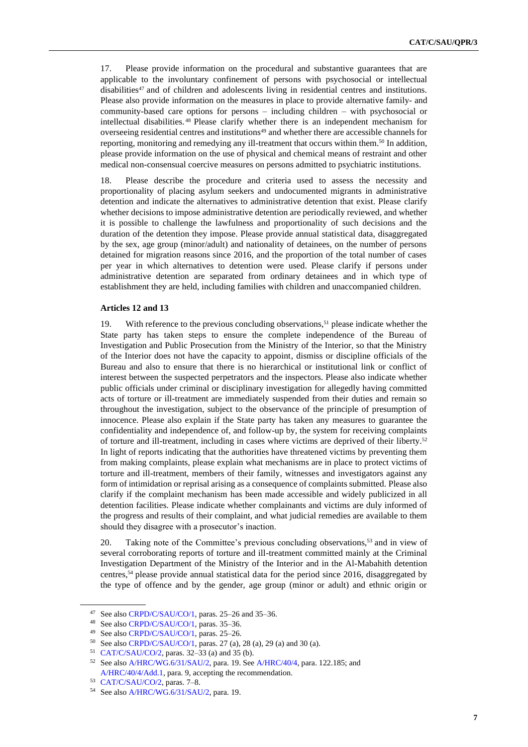17. Please provide information on the procedural and substantive guarantees that are applicable to the involuntary confinement of persons with psychosocial or intellectual disabilities[47] and of children and adolescents living in residential centres and institutions. Please also provide information on the measures in place to provide alternative family- and community-based care options for persons – including children – with psychosocial or intellectual disabilities.[48] Please clarify whether there is an independent mechanism for overseeing residential centres and institutions[49] and whether there are accessible channels for reporting, monitoring and remedying any ill-treatment that occurs within them.[50] In addition, please provide information on the use of physical and chemical means of restraint and other medical non-consensual coercive measures on persons admitted to psychiatric institutions.

18. Please describe the procedure and criteria used to assess the necessity and proportionality of placing asylum seekers and undocumented migrants in administrative detention and indicate the alternatives to administrative detention that exist. Please clarify whether decisions to impose administrative detention are periodically reviewed, and whether it is possible to challenge the lawfulness and proportionality of such decisions and the duration of the detention they impose. Please provide annual statistical data, disaggregated by the sex, age group (minor/adult) and nationality of detainees, on the number of persons detained for migration reasons since 2016, and the proportion of the total number of cases per year in which alternatives to detention were used. Please clarify if persons under administrative detention are separated from ordinary detainees and in which type of establishment they are held, including families with children and unaccompanied children.

**Articles 12 and 13**

19. With reference to the previous concluding observations,[51] please indicate whether the State party has taken steps to ensure the complete independence of the Bureau of Investigation and Public Prosecution from the Ministry of the Interior, so that the Ministry of the Interior does not have the capacity to appoint, dismiss or discipline officials of the Bureau and also to ensure that there is no hierarchical or institutional link or conflict of interest between the suspected perpetrators and the inspectors. Please also indicate whether public officials under criminal or disciplinary investigation for allegedly having committed acts of torture or ill-treatment are immediately suspended from their duties and remain so throughout the investigation, subject to the observance of the principle of presumption of innocence. Please also explain if the State party has taken any measures to guarantee the confidentiality and independence of, and follow-up by, the system for receiving complaints of torture and ill-treatment, including in cases where victims are deprived of their liberty.[52] In light of reports indicating that the authorities have threatened victims by preventing them from making complaints, please explain what mechanisms are in place to protect victims of torture and ill-treatment, members of their family, witnesses and investigators against any form of intimidation or reprisal arising as a consequence of complaints submitted. Please also clarify if the complaint mechanism has been made accessible and widely publicized in all detention facilities. Please indicate whether complainants and victims are duly informed of the progress and results of their complaint, and what judicial remedies are available to them should they disagree with a prosecutor's inaction.

20. Taking note of the Committee's previous concluding observations,[53] and in view of several corroborating reports of torture and ill-treatment committed mainly at the Criminal Investigation Department of the Ministry of the Interior and in the Al-Mabahith detention centres,[54] please provide annual statistical data for the period since 2016, disaggregated by the type of offence and by the gender, age group (minor or adult) and ethnic origin or

---

[47] See also CRPD/C/SAU/CO/1, paras. 25–26 and 35–36.

[48] See also CRPD/C/SAU/CO/1, paras. 35–36.

[49] See also CRPD/C/SAU/CO/1, paras. 25–26.

[50] See also CRPD/C/SAU/CO/1, paras. 27 (a), 28 (a), 29 (a) and 30 (a).

[51] CAT/C/SAU/CO/2, paras. 32–33 (a) and 35 (b).

[52] See also A/HRC/WG.6/31/SAU/2, para. 19. See A/HRC/40/4, para. 122.185; and A/HRC/40/4/Add.1, para. 9, accepting the recommendation.

[53] CAT/C/SAU/CO/2, paras. 7–8.

[54] See also A/HRC/WG.6/31/SAU/2, para. 19.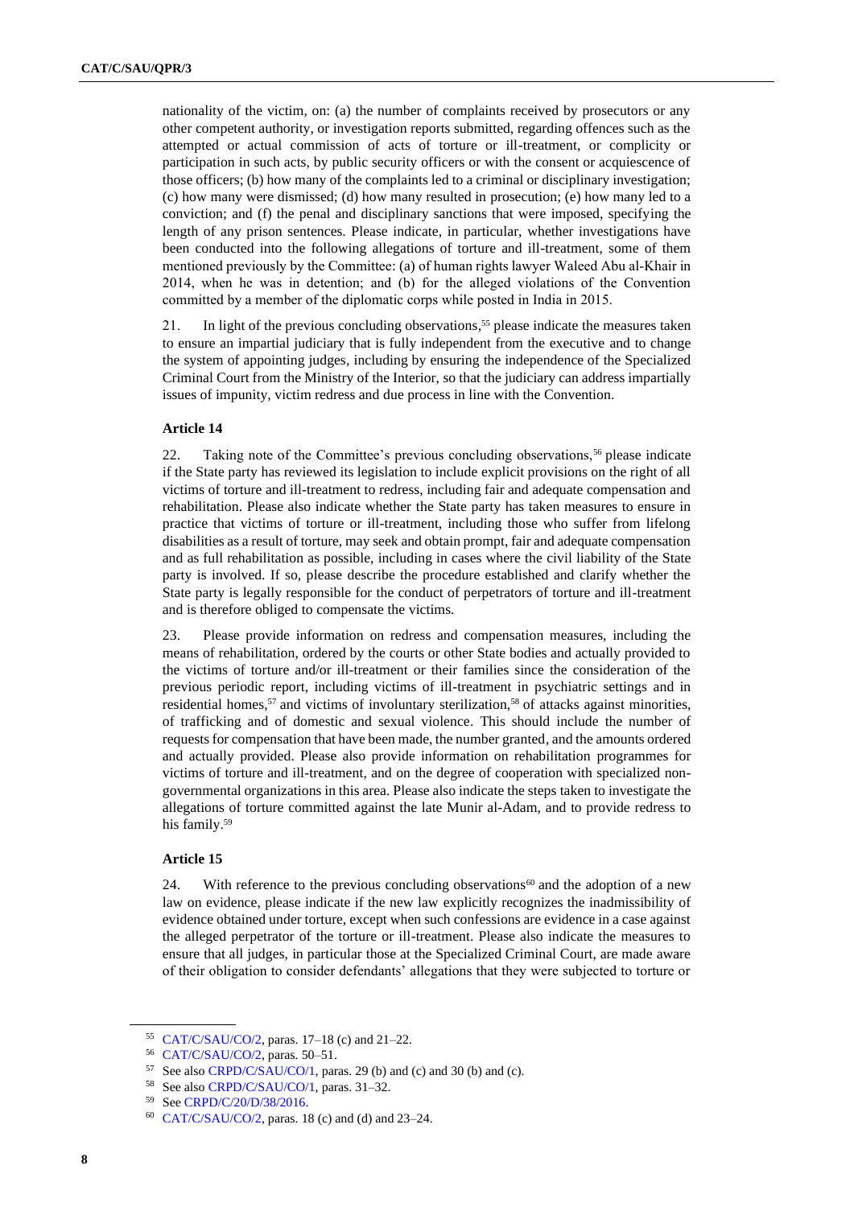nationality of the victim, on: (a) the number of complaints received by prosecutors or any other competent authority, or investigation reports submitted, regarding offences such as the attempted or actual commission of acts of torture or ill-treatment, or complicity or participation in such acts, by public security officers or with the consent or acquiescence of those officers; (b) how many of the complaints led to a criminal or disciplinary investigation; (c) how many were dismissed; (d) how many resulted in prosecution; (e) how many led to a conviction; and (f) the penal and disciplinary sanctions that were imposed, specifying the length of any prison sentences. Please indicate, in particular, whether investigations have been conducted into the following allegations of torture and ill-treatment, some of them mentioned previously by the Committee: (a) of human rights lawyer Waleed Abu al-Khair in 2014, when he was in detention; and (b) for the alleged violations of the Convention committed by a member of the diplomatic corps while posted in India in 2015.

21. In light of the previous concluding observations,[55] please indicate the measures taken to ensure an impartial judiciary that is fully independent from the executive and to change the system of appointing judges, including by ensuring the independence of the Specialized Criminal Court from the Ministry of the Interior, so that the judiciary can address impartially issues of impunity, victim redress and due process in line with the Convention.

### Article 14

22. Taking note of the Committee's previous concluding observations,[56] please indicate if the State party has reviewed its legislation to include explicit provisions on the right of all victims of torture and ill-treatment to redress, including fair and adequate compensation and rehabilitation. Please also indicate whether the State party has taken measures to ensure in practice that victims of torture or ill-treatment, including those who suffer from lifelong disabilities as a result of torture, may seek and obtain prompt, fair and adequate compensation and as full rehabilitation as possible, including in cases where the civil liability of the State party is involved. If so, please describe the procedure established and clarify whether the State party is legally responsible for the conduct of perpetrators of torture and ill-treatment and is therefore obliged to compensate the victims.

23. Please provide information on redress and compensation measures, including the means of rehabilitation, ordered by the courts or other State bodies and actually provided to the victims of torture and/or ill-treatment or their families since the consideration of the previous periodic report, including victims of ill-treatment in psychiatric settings and in residential homes,[57] and victims of involuntary sterilization,[58] of attacks against minorities, of trafficking and of domestic and sexual violence. This should include the number of requests for compensation that have been made, the number granted, and the amounts ordered and actually provided. Please also provide information on rehabilitation programmes for victims of torture and ill-treatment, and on the degree of cooperation with specialized non-governmental organizations in this area. Please also indicate the steps taken to investigate the allegations of torture committed against the late Munir al-Adam, and to provide redress to his family.[59]

### Article 15

24. With reference to the previous concluding observations[60] and the adoption of a new law on evidence, please indicate if the new law explicitly recognizes the inadmissibility of evidence obtained under torture, except when such confessions are evidence in a case against the alleged perpetrator of the torture or ill-treatment. Please also indicate the measures to ensure that all judges, in particular those at the Specialized Criminal Court, are made aware of their obligation to consider defendants' allegations that they were subjected to torture or

---

[55] CAT/C/SAU/CO/2, paras. 17–18 (c) and 21–22.

[56] CAT/C/SAU/CO/2, paras. 50–51.

[57] See also CRPD/C/SAU/CO/1, paras. 29 (b) and (c) and 30 (b) and (c).

[58] See also CRPD/C/SAU/CO/1, paras. 31–32.

[59] See CRPD/C/20/D/38/2016.

[60] CAT/C/SAU/CO/2, paras. 18 (c) and (d) and 23–24.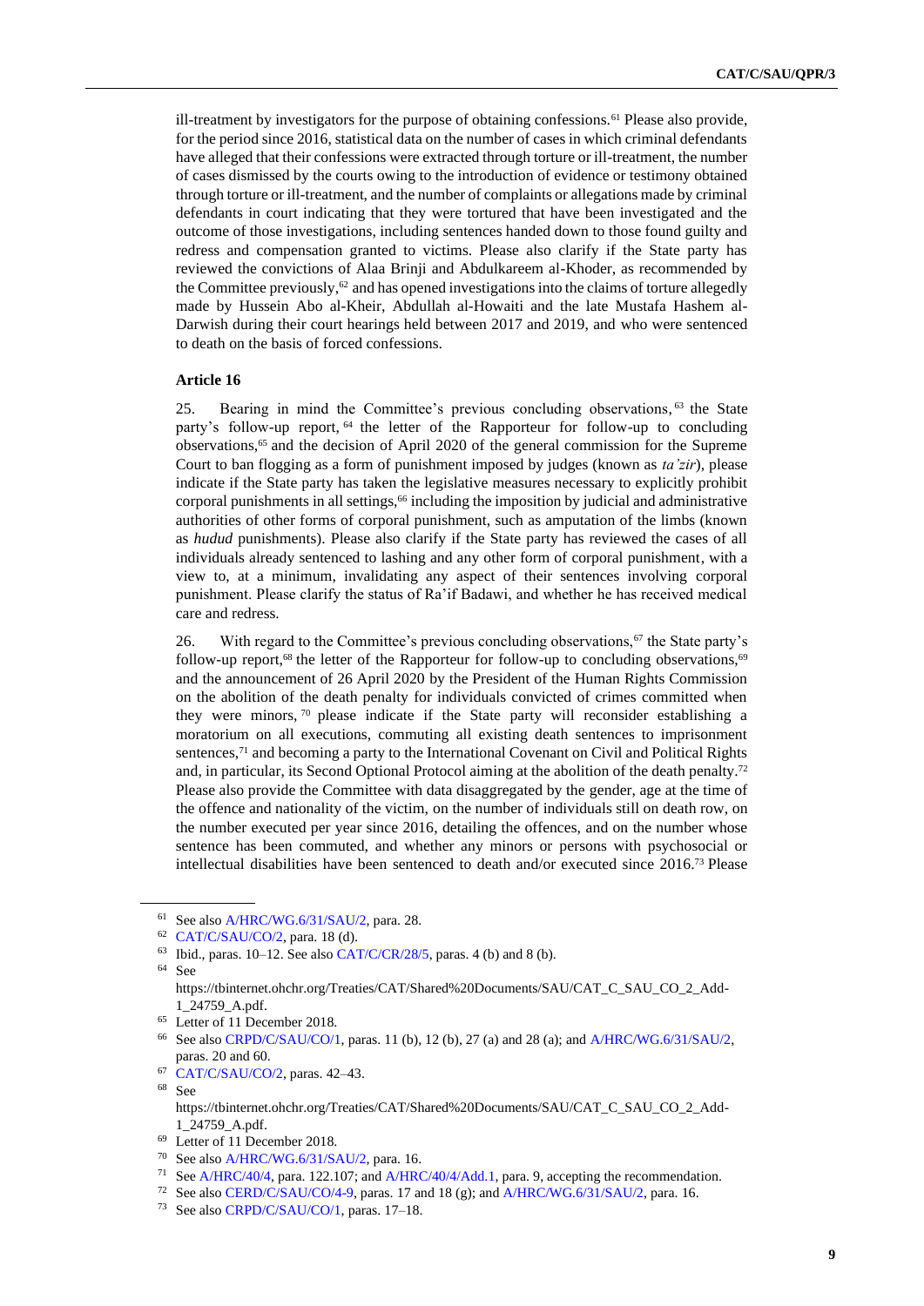ill-treatment by investigators for the purpose of obtaining confessions.[61] Please also provide, for the period since 2016, statistical data on the number of cases in which criminal defendants have alleged that their confessions were extracted through torture or ill-treatment, the number of cases dismissed by the courts owing to the introduction of evidence or testimony obtained through torture or ill-treatment, and the number of complaints or allegations made by criminal defendants in court indicating that they were tortured that have been investigated and the outcome of those investigations, including sentences handed down to those found guilty and redress and compensation granted to victims. Please also clarify if the State party has reviewed the convictions of Alaa Brinji and Abdulkareem al-Khoder, as recommended by the Committee previously,[62] and has opened investigations into the claims of torture allegedly made by Hussein Abo al-Kheir, Abdullah al-Howaiti and the late Mustafa Hashem al-Darwish during their court hearings held between 2017 and 2019, and who were sentenced to death on the basis of forced confessions.

**Article 16**

25. Bearing in mind the Committee's previous concluding observations,[63] the State party's follow-up report,[64] the letter of the Rapporteur for follow-up to concluding observations,[65] and the decision of April 2020 of the general commission for the Supreme Court to ban flogging as a form of punishment imposed by judges (known as *ta'zir*), please indicate if the State party has taken the legislative measures necessary to explicitly prohibit corporal punishments in all settings,[66] including the imposition by judicial and administrative authorities of other forms of corporal punishment, such as amputation of the limbs (known as *hudud* punishments). Please also clarify if the State party has reviewed the cases of all individuals already sentenced to lashing and any other form of corporal punishment, with a view to, at a minimum, invalidating any aspect of their sentences involving corporal punishment. Please clarify the status of Ra'if Badawi, and whether he has received medical care and redress.

26. With regard to the Committee's previous concluding observations,[67] the State party's follow-up report,[68] the letter of the Rapporteur for follow-up to concluding observations,[69] and the announcement of 26 April 2020 by the President of the Human Rights Commission on the abolition of the death penalty for individuals convicted of crimes committed when they were minors,[70] please indicate if the State party will reconsider establishing a moratorium on all executions, commuting all existing death sentences to imprisonment sentences,[71] and becoming a party to the International Covenant on Civil and Political Rights and, in particular, its Second Optional Protocol aiming at the abolition of the death penalty.[72] Please also provide the Committee with data disaggregated by the gender, age at the time of the offence and nationality of the victim, on the number of individuals still on death row, on the number executed per year since 2016, detailing the offences, and on the number whose sentence has been commuted, and whether any minors or persons with psychosocial or intellectual disabilities have been sentenced to death and/or executed since 2016.[73] Please

---

[61] See also A/HRC/WG.6/31/SAU/2, para. 28.

[62] CAT/C/SAU/CO/2, para. 18 (d).

[63] Ibid., paras. 10–12. See also CAT/C/CR/28/5, paras. 4 (b) and 8 (b).

[64] See https://tbinternet.ohchr.org/Treaties/CAT/Shared%20Documents/SAU/CAT_C_SAU_CO_2_Add-1_24759_A.pdf.

[65] Letter of 11 December 2018.

[66] See also CRPD/C/SAU/CO/1, paras. 11 (b), 12 (b), 27 (a) and 28 (a); and A/HRC/WG.6/31/SAU/2, paras. 20 and 60.

[67] CAT/C/SAU/CO/2, paras. 42–43.

[68] See https://tbinternet.ohchr.org/Treaties/CAT/Shared%20Documents/SAU/CAT_C_SAU_CO_2_Add-1_24759_A.pdf.

[69] Letter of 11 December 2018.

[70] See also A/HRC/WG.6/31/SAU/2, para. 16.

[71] See A/HRC/40/4, para. 122.107; and A/HRC/40/4/Add.1, para. 9, accepting the recommendation.

[72] See also CERD/C/SAU/CO/4-9, paras. 17 and 18 (g); and A/HRC/WG.6/31/SAU/2, para. 16.

[73] See also CRPD/C/SAU/CO/1, paras. 17–18.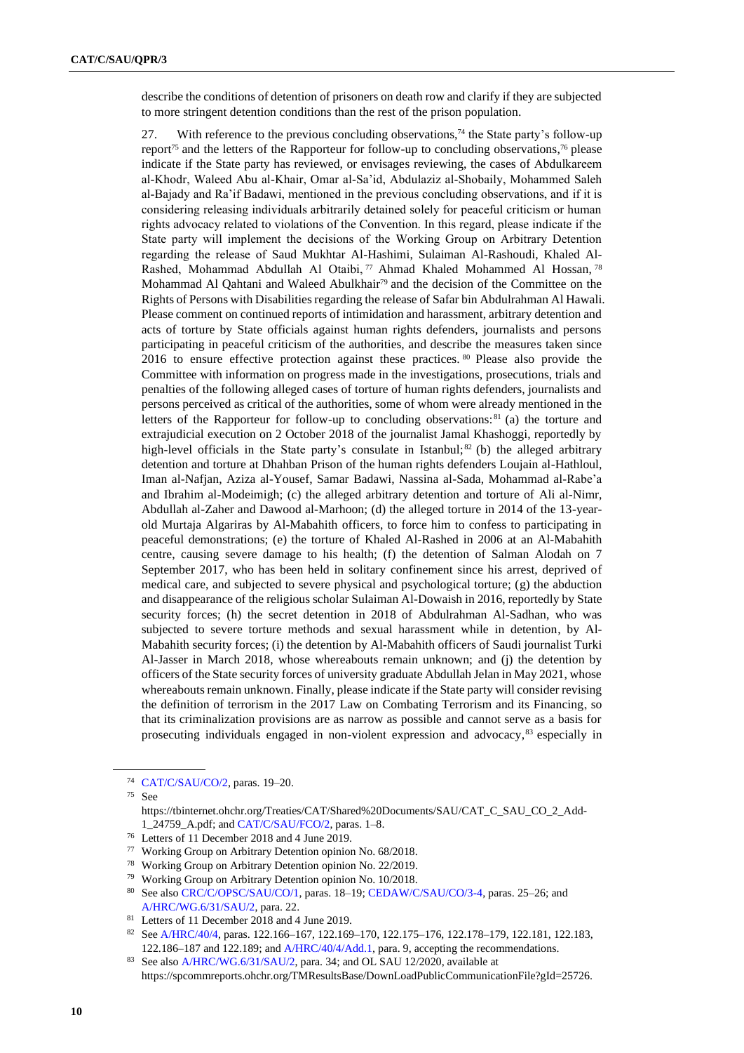describe the conditions of detention of prisoners on death row and clarify if they are subjected to more stringent detention conditions than the rest of the prison population.

27. With reference to the previous concluding observations,[74] the State party's follow-up report[75] and the letters of the Rapporteur for follow-up to concluding observations,[76] please indicate if the State party has reviewed, or envisages reviewing, the cases of Abdulkareem al-Khodr, Waleed Abu al-Khair, Omar al-Sa'id, Abdulaziz al-Shobaily, Mohammed Saleh al-Bajady and Ra'if Badawi, mentioned in the previous concluding observations, and if it is considering releasing individuals arbitrarily detained solely for peaceful criticism or human rights advocacy related to violations of the Convention. In this regard, please indicate if the State party will implement the decisions of the Working Group on Arbitrary Detention regarding the release of Saud Mukhtar Al-Hashimi, Sulaiman Al-Rashoudi, Khaled Al-Rashed, Mohammad Abdullah Al Otaibi,[77] Ahmad Khaled Mohammed Al Hossan,[78] Mohammad Al Qahtani and Waleed Abulkhair[79] and the decision of the Committee on the Rights of Persons with Disabilities regarding the release of Safar bin Abdulrahman Al Hawali. Please comment on continued reports of intimidation and harassment, arbitrary detention and acts of torture by State officials against human rights defenders, journalists and persons participating in peaceful criticism of the authorities, and describe the measures taken since 2016 to ensure effective protection against these practices.[80] Please also provide the Committee with information on progress made in the investigations, prosecutions, trials and penalties of the following alleged cases of torture of human rights defenders, journalists and persons perceived as critical of the authorities, some of whom were already mentioned in the letters of the Rapporteur for follow-up to concluding observations:[81] (a) the torture and extrajudicial execution on 2 October 2018 of the journalist Jamal Khashoggi, reportedly by high-level officials in the State party's consulate in Istanbul;[82] (b) the alleged arbitrary detention and torture at Dhahban Prison of the human rights defenders Loujain al-Hathloul, Iman al-Nafjan, Aziza al-Yousef, Samar Badawi, Nassina al-Sada, Mohammad al-Rabe'a and Ibrahim al-Modeimigh; (c) the alleged arbitrary detention and torture of Ali al-Nimr, Abdullah al-Zaher and Dawood al-Marhoon; (d) the alleged torture in 2014 of the 13-year-old Murtaja Algariras by Al-Mabahith officers, to force him to confess to participating in peaceful demonstrations; (e) the torture of Khaled Al-Rashed in 2006 at an Al-Mabahith centre, causing severe damage to his health; (f) the detention of Salman Alodah on 7 September 2017, who has been held in solitary confinement since his arrest, deprived of medical care, and subjected to severe physical and psychological torture; (g) the abduction and disappearance of the religious scholar Sulaiman Al-Dowaish in 2016, reportedly by State security forces; (h) the secret detention in 2018 of Abdulrahman Al-Sadhan, who was subjected to severe torture methods and sexual harassment while in detention, by Al-Mabahith security forces; (i) the detention by Al-Mabahith officers of Saudi journalist Turki Al-Jasser in March 2018, whose whereabouts remain unknown; and (j) the detention by officers of the State security forces of university graduate Abdullah Jelan in May 2021, whose whereabouts remain unknown. Finally, please indicate if the State party will consider revising the definition of terrorism in the 2017 Law on Combating Terrorism and its Financing, so that its criminalization provisions are as narrow as possible and cannot serve as a basis for prosecuting individuals engaged in non-violent expression and advocacy,[83] especially in

---

[74] CAT/C/SAU/CO/2, paras. 19–20.

[75] See https://tbinternet.ohchr.org/Treaties/CAT/Shared%20Documents/SAU/CAT_C_SAU_CO_2_Add-1_24759_A.pdf; and CAT/C/SAU/FCO/2, paras. 1–8.

[76] Letters of 11 December 2018 and 4 June 2019.

[77] Working Group on Arbitrary Detention opinion No. 68/2018.

[78] Working Group on Arbitrary Detention opinion No. 22/2019.

[79] Working Group on Arbitrary Detention opinion No. 10/2018.

[80] See also CRC/C/OPSC/SAU/CO/1, paras. 18–19; CEDAW/C/SAU/CO/3-4, paras. 25–26; and A/HRC/WG.6/31/SAU/2, para. 22.

[81] Letters of 11 December 2018 and 4 June 2019.

[82] See A/HRC/40/4, paras. 122.166–167, 122.169–170, 122.175–176, 122.178–179, 122.181, 122.183, 122.186–187 and 122.189; and A/HRC/40/4/Add.1, para. 9, accepting the recommendations.

[83] See also A/HRC/WG.6/31/SAU/2, para. 34; and OL SAU 12/2020, available at https://spcommreports.ohchr.org/TMResultsBase/DownLoadPublicCommunicationFile?gId=25726.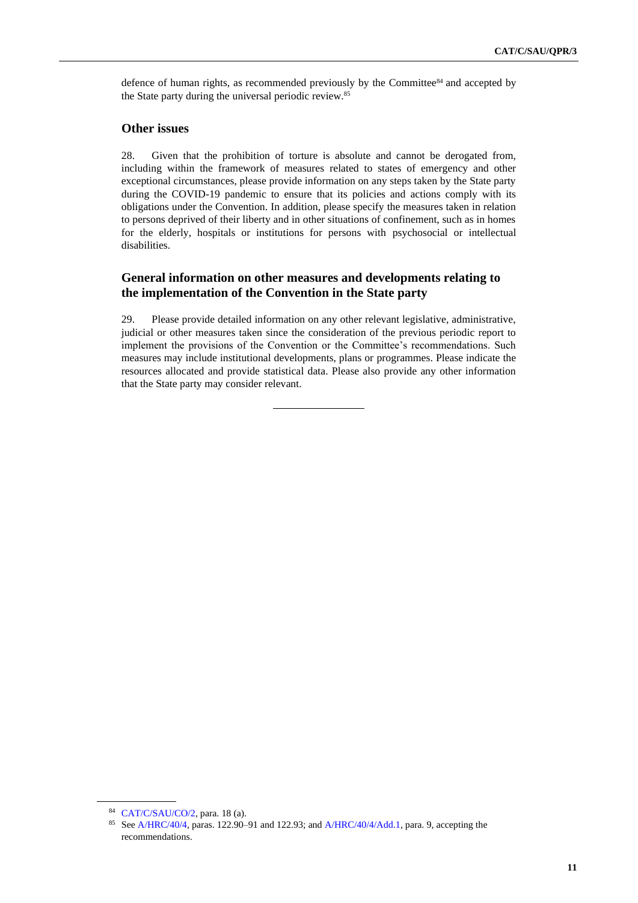defence of human rights, as recommended previously by the Committee[84] and accepted by the State party during the universal periodic review.[85]

## Other issues

28. Given that the prohibition of torture is absolute and cannot be derogated from, including within the framework of measures related to states of emergency and other exceptional circumstances, please provide information on any steps taken by the State party during the COVID-19 pandemic to ensure that its policies and actions comply with its obligations under the Convention. In addition, please specify the measures taken in relation to persons deprived of their liberty and in other situations of confinement, such as in homes for the elderly, hospitals or institutions for persons with psychosocial or intellectual disabilities.

## General information on other measures and developments relating to the implementation of the Convention in the State party

29. Please provide detailed information on any other relevant legislative, administrative, judicial or other measures taken since the consideration of the previous periodic report to implement the provisions of the Convention or the Committee's recommendations. Such measures may include institutional developments, plans or programmes. Please indicate the resources allocated and provide statistical data. Please also provide any other information that the State party may consider relevant.

---

[84] CAT/C/SAU/CO/2, para. 18 (a).

[85] See A/HRC/40/4, paras. 122.90–91 and 122.93; and A/HRC/40/4/Add.1, para. 9, accepting the recommendations.